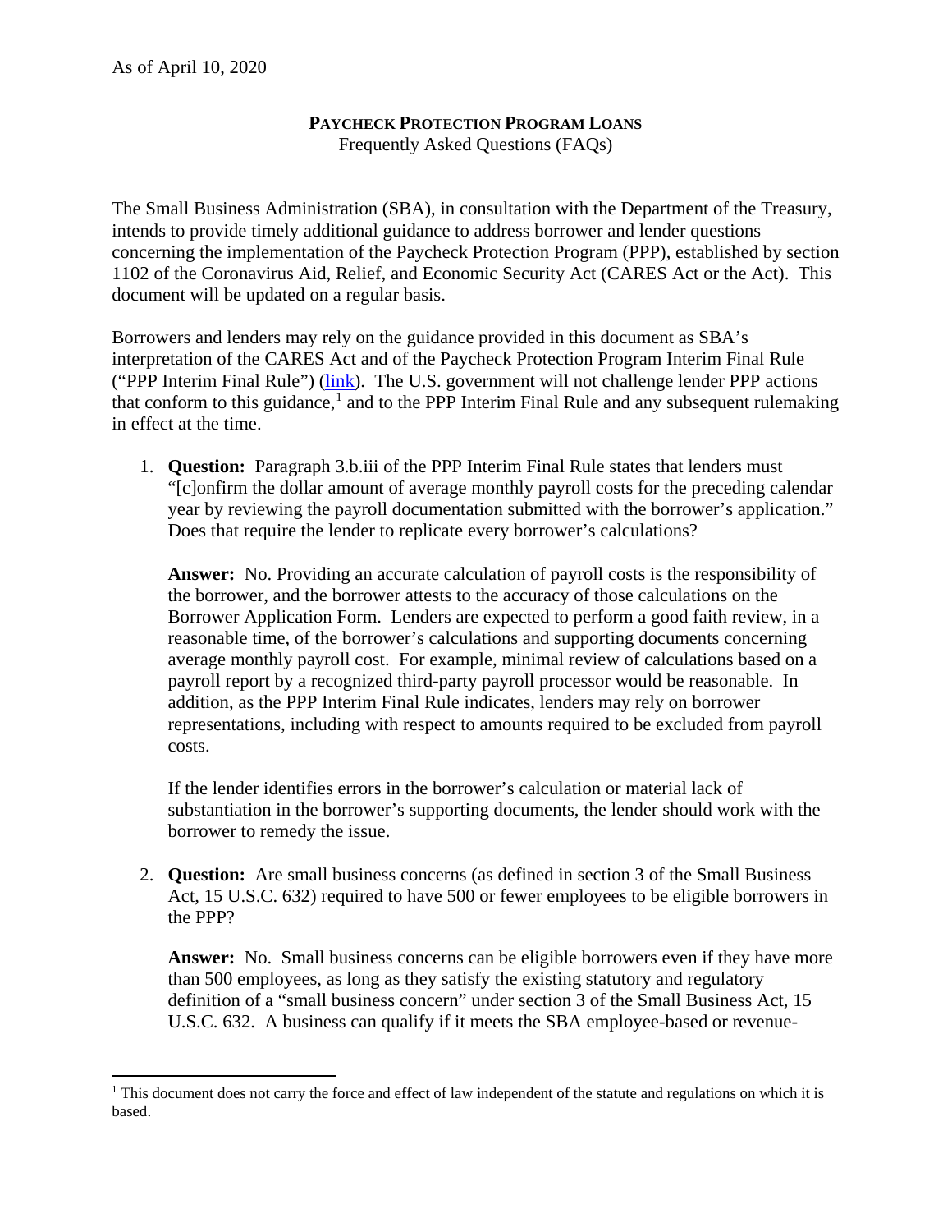As of April 10, 2020

**PAYCHECK PROTECTION PROGRAM LOANS**

Frequently Asked Questions (FAQs)

The Small Business Administration (SBA), in consultation with the Department of the Treasury, intends to provide timely additional guidance to address borrower and lender questions concerning the implementation of the Paycheck Protection Program (PPP), established by section 1102 of the Coronavirus Aid, Relief, and Economic Security Act (CARES Act or the Act). This document will be updated on a regular basis.

Borrowers and lenders may rely on the guidance provided in this document as SBA's interpretation of the CARES Act and of the Paycheck Protection Program Interim Final Rule ("PPP Interim Final Rule") (link). The U.S. government will not challenge lender PPP actions that conform to this guidance,[1] and to the PPP Interim Final Rule and any subsequent rulemaking in effect at the time.

1. **Question:** Paragraph 3.b.iii of the PPP Interim Final Rule states that lenders must "[c]onfirm the dollar amount of average monthly payroll costs for the preceding calendar year by reviewing the payroll documentation submitted with the borrower's application." Does that require the lender to replicate every borrower's calculations?

   **Answer:** No. Providing an accurate calculation of payroll costs is the responsibility of the borrower, and the borrower attests to the accuracy of those calculations on the Borrower Application Form. Lenders are expected to perform a good faith review, in a reasonable time, of the borrower's calculations and supporting documents concerning average monthly payroll cost. For example, minimal review of calculations based on a payroll report by a recognized third-party payroll processor would be reasonable. In addition, as the PPP Interim Final Rule indicates, lenders may rely on borrower representations, including with respect to amounts required to be excluded from payroll costs.

   If the lender identifies errors in the borrower's calculation or material lack of substantiation in the borrower's supporting documents, the lender should work with the borrower to remedy the issue.

2. **Question:** Are small business concerns (as defined in section 3 of the Small Business Act, 15 U.S.C. 632) required to have 500 or fewer employees to be eligible borrowers in the PPP?

   **Answer:** No. Small business concerns can be eligible borrowers even if they have more than 500 employees, as long as they satisfy the existing statutory and regulatory definition of a "small business concern" under section 3 of the Small Business Act, 15 U.S.C. 632. A business can qualify if it meets the SBA employee-based or revenue-

[1] This document does not carry the force and effect of law independent of the statute and regulations on which it is based.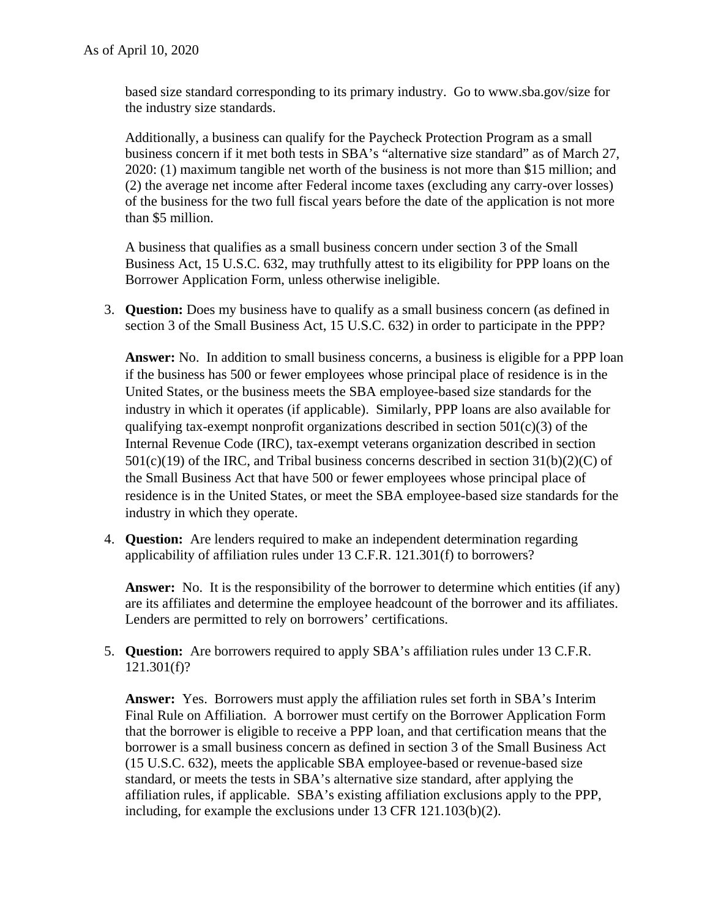based size standard corresponding to its primary industry. Go to www.sba.gov/size for the industry size standards.

Additionally, a business can qualify for the Paycheck Protection Program as a small business concern if it met both tests in SBA's "alternative size standard" as of March 27, 2020: (1) maximum tangible net worth of the business is not more than $15 million; and (2) the average net income after Federal income taxes (excluding any carry-over losses) of the business for the two full fiscal years before the date of the application is not more than $5 million.

A business that qualifies as a small business concern under section 3 of the Small Business Act, 15 U.S.C. 632, may truthfully attest to its eligibility for PPP loans on the Borrower Application Form, unless otherwise ineligible.

3. **Question:** Does my business have to qualify as a small business concern (as defined in section 3 of the Small Business Act, 15 U.S.C. 632) in order to participate in the PPP?

   **Answer:** No. In addition to small business concerns, a business is eligible for a PPP loan if the business has 500 or fewer employees whose principal place of residence is in the United States, or the business meets the SBA employee-based size standards for the industry in which it operates (if applicable). Similarly, PPP loans are also available for qualifying tax-exempt nonprofit organizations described in section 501(c)(3) of the Internal Revenue Code (IRC), tax-exempt veterans organization described in section 501(c)(19) of the IRC, and Tribal business concerns described in section 31(b)(2)(C) of the Small Business Act that have 500 or fewer employees whose principal place of residence is in the United States, or meet the SBA employee-based size standards for the industry in which they operate.

4. **Question:** Are lenders required to make an independent determination regarding applicability of affiliation rules under 13 C.F.R. 121.301(f) to borrowers?

   **Answer:** No. It is the responsibility of the borrower to determine which entities (if any) are its affiliates and determine the employee headcount of the borrower and its affiliates. Lenders are permitted to rely on borrowers' certifications.

5. **Question:** Are borrowers required to apply SBA's affiliation rules under 13 C.F.R. 121.301(f)?

   **Answer:** Yes. Borrowers must apply the affiliation rules set forth in SBA's Interim Final Rule on Affiliation. A borrower must certify on the Borrower Application Form that the borrower is eligible to receive a PPP loan, and that certification means that the borrower is a small business concern as defined in section 3 of the Small Business Act (15 U.S.C. 632), meets the applicable SBA employee-based or revenue-based size standard, or meets the tests in SBA's alternative size standard, after applying the affiliation rules, if applicable. SBA's existing affiliation exclusions apply to the PPP, including, for example the exclusions under 13 CFR 121.103(b)(2).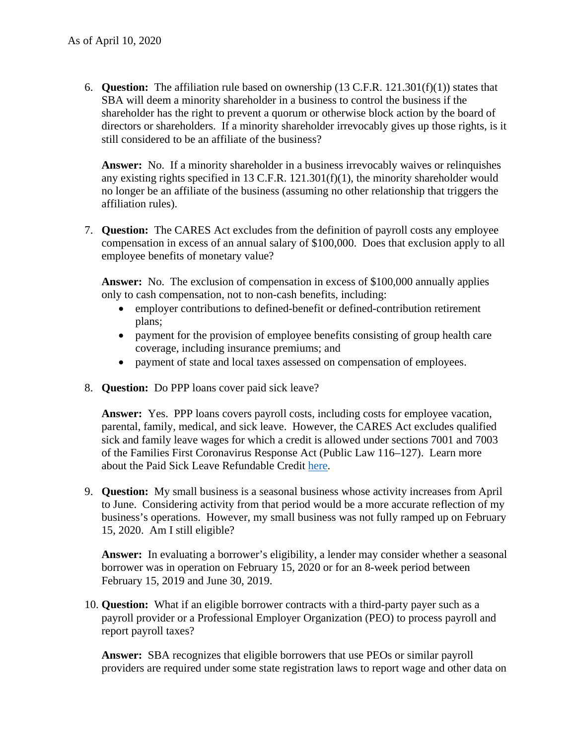As of April 10, 2020

6. **Question:** The affiliation rule based on ownership (13 C.F.R. 121.301(f)(1)) states that SBA will deem a minority shareholder in a business to control the business if the shareholder has the right to prevent a quorum or otherwise block action by the board of directors or shareholders. If a minority shareholder irrevocably gives up those rights, is it still considered to be an affiliate of the business?

   **Answer:** No. If a minority shareholder in a business irrevocably waives or relinquishes any existing rights specified in 13 C.F.R. 121.301(f)(1), the minority shareholder would no longer be an affiliate of the business (assuming no other relationship that triggers the affiliation rules).

7. **Question:** The CARES Act excludes from the definition of payroll costs any employee compensation in excess of an annual salary of $100,000. Does that exclusion apply to all employee benefits of monetary value?

   **Answer:** No. The exclusion of compensation in excess of $100,000 annually applies only to cash compensation, not to non-cash benefits, including:
   - employer contributions to defined-benefit or defined-contribution retirement plans;
   - payment for the provision of employee benefits consisting of group health care coverage, including insurance premiums; and
   - payment of state and local taxes assessed on compensation of employees.

8. **Question:** Do PPP loans cover paid sick leave?

   **Answer:** Yes. PPP loans covers payroll costs, including costs for employee vacation, parental, family, medical, and sick leave. However, the CARES Act excludes qualified sick and family leave wages for which a credit is allowed under sections 7001 and 7003 of the Families First Coronavirus Response Act (Public Law 116–127). Learn more about the Paid Sick Leave Refundable Credit here.

9. **Question:** My small business is a seasonal business whose activity increases from April to June. Considering activity from that period would be a more accurate reflection of my business's operations. However, my small business was not fully ramped up on February 15, 2020. Am I still eligible?

   **Answer:** In evaluating a borrower's eligibility, a lender may consider whether a seasonal borrower was in operation on February 15, 2020 or for an 8-week period between February 15, 2019 and June 30, 2019.

10. **Question:** What if an eligible borrower contracts with a third-party payer such as a payroll provider or a Professional Employer Organization (PEO) to process payroll and report payroll taxes?

    **Answer:** SBA recognizes that eligible borrowers that use PEOs or similar payroll providers are required under some state registration laws to report wage and other data on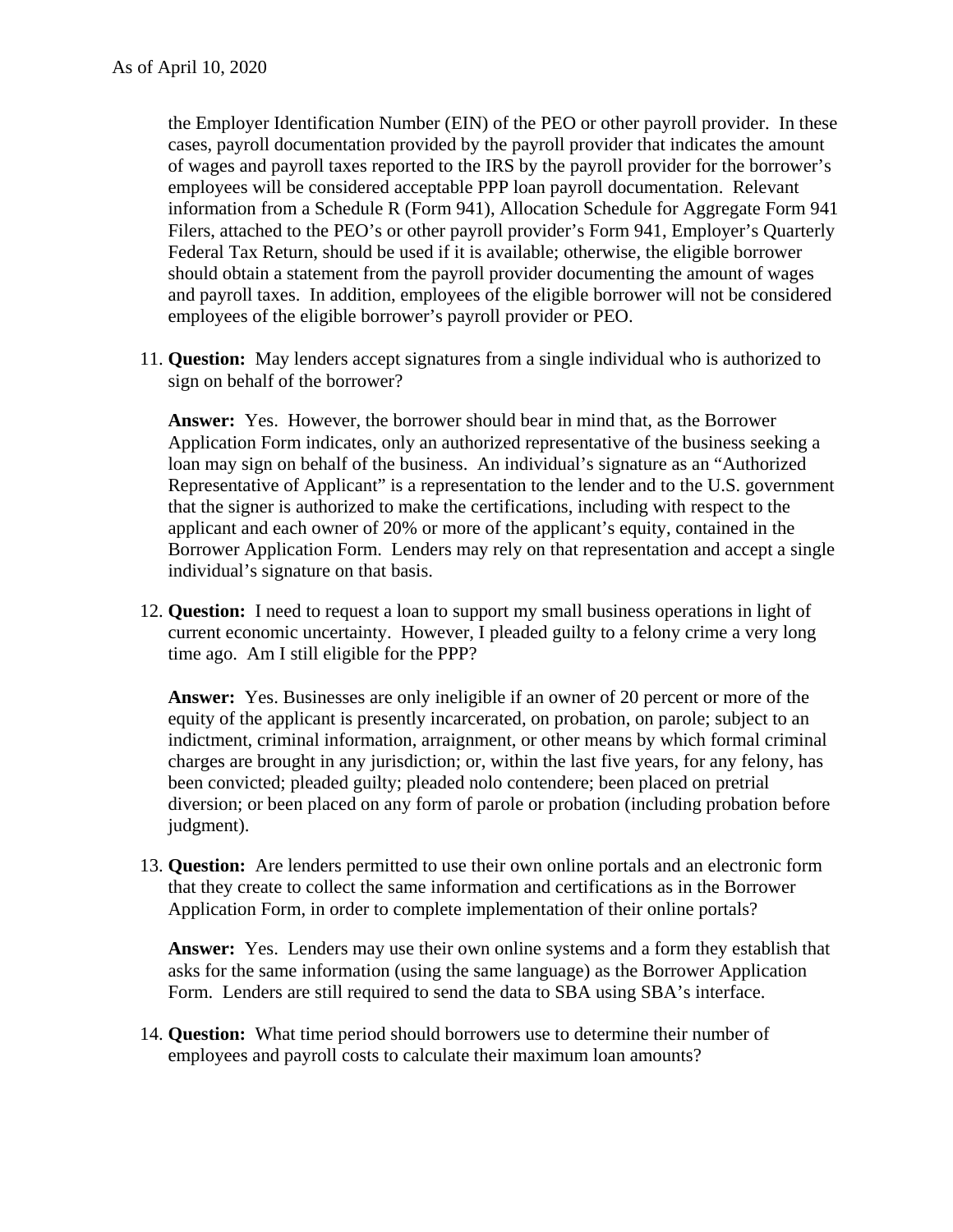the Employer Identification Number (EIN) of the PEO or other payroll provider. In these cases, payroll documentation provided by the payroll provider that indicates the amount of wages and payroll taxes reported to the IRS by the payroll provider for the borrower's employees will be considered acceptable PPP loan payroll documentation. Relevant information from a Schedule R (Form 941), Allocation Schedule for Aggregate Form 941 Filers, attached to the PEO's or other payroll provider's Form 941, Employer's Quarterly Federal Tax Return, should be used if it is available; otherwise, the eligible borrower should obtain a statement from the payroll provider documenting the amount of wages and payroll taxes. In addition, employees of the eligible borrower will not be considered employees of the eligible borrower's payroll provider or PEO.

11. **Question:** May lenders accept signatures from a single individual who is authorized to sign on behalf of the borrower?

    **Answer:** Yes. However, the borrower should bear in mind that, as the Borrower Application Form indicates, only an authorized representative of the business seeking a loan may sign on behalf of the business. An individual's signature as an "Authorized Representative of Applicant" is a representation to the lender and to the U.S. government that the signer is authorized to make the certifications, including with respect to the applicant and each owner of 20% or more of the applicant's equity, contained in the Borrower Application Form. Lenders may rely on that representation and accept a single individual's signature on that basis.

12. **Question:** I need to request a loan to support my small business operations in light of current economic uncertainty. However, I pleaded guilty to a felony crime a very long time ago. Am I still eligible for the PPP?

    **Answer:** Yes. Businesses are only ineligible if an owner of 20 percent or more of the equity of the applicant is presently incarcerated, on probation, on parole; subject to an indictment, criminal information, arraignment, or other means by which formal criminal charges are brought in any jurisdiction; or, within the last five years, for any felony, has been convicted; pleaded guilty; pleaded nolo contendere; been placed on pretrial diversion; or been placed on any form of parole or probation (including probation before judgment).

13. **Question:** Are lenders permitted to use their own online portals and an electronic form that they create to collect the same information and certifications as in the Borrower Application Form, in order to complete implementation of their online portals?

    **Answer:** Yes. Lenders may use their own online systems and a form they establish that asks for the same information (using the same language) as the Borrower Application Form. Lenders are still required to send the data to SBA using SBA's interface.

14. **Question:** What time period should borrowers use to determine their number of employees and payroll costs to calculate their maximum loan amounts?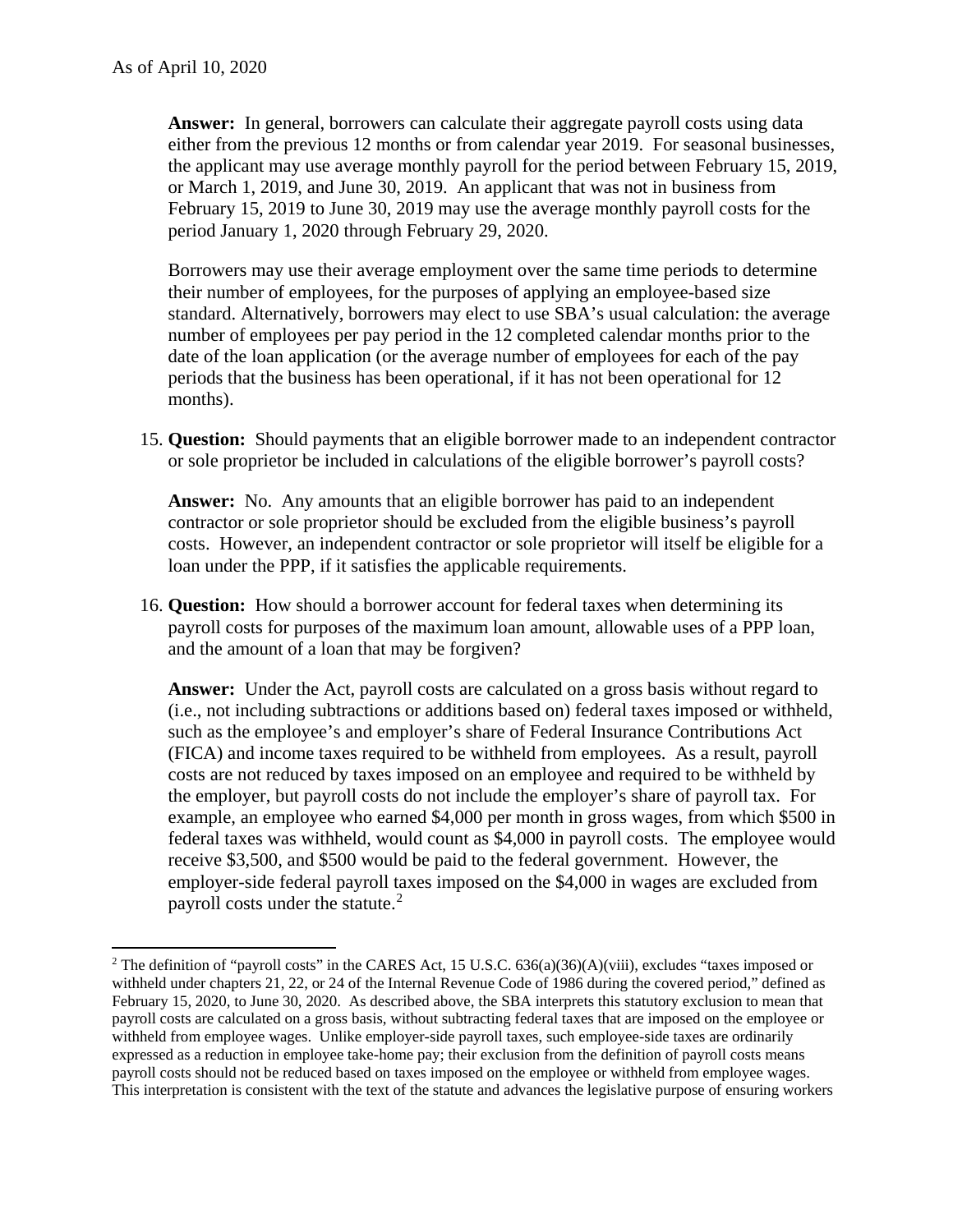As of April 10, 2020

**Answer:** In general, borrowers can calculate their aggregate payroll costs using data either from the previous 12 months or from calendar year 2019. For seasonal businesses, the applicant may use average monthly payroll for the period between February 15, 2019, or March 1, 2019, and June 30, 2019. An applicant that was not in business from February 15, 2019 to June 30, 2019 may use the average monthly payroll costs for the period January 1, 2020 through February 29, 2020.

Borrowers may use their average employment over the same time periods to determine their number of employees, for the purposes of applying an employee-based size standard. Alternatively, borrowers may elect to use SBA's usual calculation: the average number of employees per pay period in the 12 completed calendar months prior to the date of the loan application (or the average number of employees for each of the pay periods that the business has been operational, if it has not been operational for 12 months).

15. **Question:** Should payments that an eligible borrower made to an independent contractor or sole proprietor be included in calculations of the eligible borrower's payroll costs?

    **Answer:** No. Any amounts that an eligible borrower has paid to an independent contractor or sole proprietor should be excluded from the eligible business's payroll costs. However, an independent contractor or sole proprietor will itself be eligible for a loan under the PPP, if it satisfies the applicable requirements.

16. **Question:** How should a borrower account for federal taxes when determining its payroll costs for purposes of the maximum loan amount, allowable uses of a PPP loan, and the amount of a loan that may be forgiven?

    **Answer:** Under the Act, payroll costs are calculated on a gross basis without regard to (i.e., not including subtractions or additions based on) federal taxes imposed or withheld, such as the employee's and employer's share of Federal Insurance Contributions Act (FICA) and income taxes required to be withheld from employees. As a result, payroll costs are not reduced by taxes imposed on an employee and required to be withheld by the employer, but payroll costs do not include the employer's share of payroll tax. For example, an employee who earned $4,000 per month in gross wages, from which $500 in federal taxes was withheld, would count as $4,000 in payroll costs. The employee would receive $3,500, and $500 would be paid to the federal government. However, the employer-side federal payroll taxes imposed on the $4,000 in wages are excluded from payroll costs under the statute.[2]

---

[2] The definition of "payroll costs" in the CARES Act, 15 U.S.C. 636(a)(36)(A)(viii), excludes "taxes imposed or withheld under chapters 21, 22, or 24 of the Internal Revenue Code of 1986 during the covered period," defined as February 15, 2020, to June 30, 2020. As described above, the SBA interprets this statutory exclusion to mean that payroll costs are calculated on a gross basis, without subtracting federal taxes that are imposed on the employee or withheld from employee wages. Unlike employer-side payroll taxes, such employee-side taxes are ordinarily expressed as a reduction in employee take-home pay; their exclusion from the definition of payroll costs means payroll costs should not be reduced based on taxes imposed on the employee or withheld from employee wages. This interpretation is consistent with the text of the statute and advances the legislative purpose of ensuring workers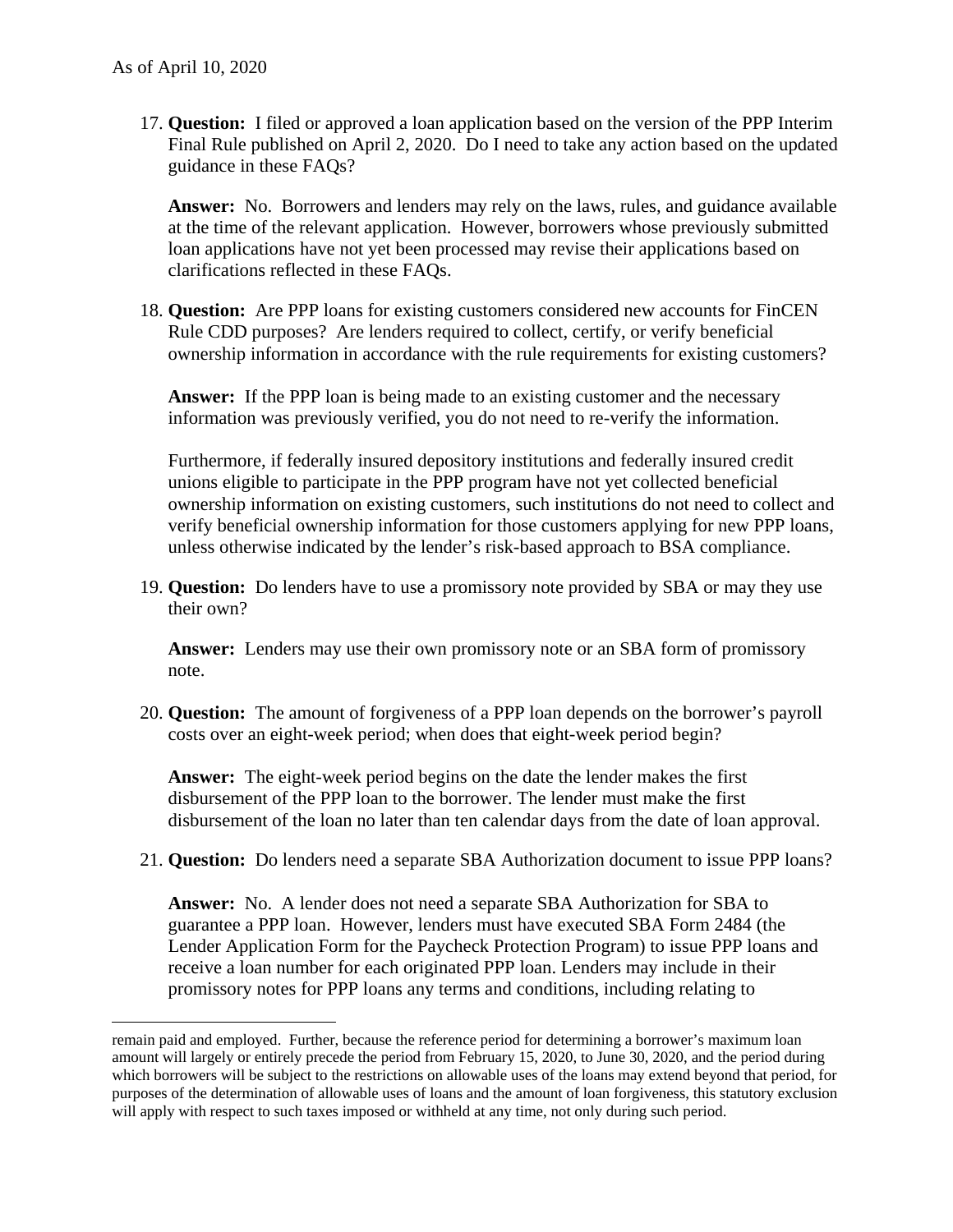As of April 10, 2020

17. **Question:** I filed or approved a loan application based on the version of the PPP Interim Final Rule published on April 2, 2020. Do I need to take any action based on the updated guidance in these FAQs?

    **Answer:** No. Borrowers and lenders may rely on the laws, rules, and guidance available at the time of the relevant application. However, borrowers whose previously submitted loan applications have not yet been processed may revise their applications based on clarifications reflected in these FAQs.

18. **Question:** Are PPP loans for existing customers considered new accounts for FinCEN Rule CDD purposes? Are lenders required to collect, certify, or verify beneficial ownership information in accordance with the rule requirements for existing customers?

    **Answer:** If the PPP loan is being made to an existing customer and the necessary information was previously verified, you do not need to re-verify the information.

    Furthermore, if federally insured depository institutions and federally insured credit unions eligible to participate in the PPP program have not yet collected beneficial ownership information on existing customers, such institutions do not need to collect and verify beneficial ownership information for those customers applying for new PPP loans, unless otherwise indicated by the lender's risk-based approach to BSA compliance.

19. **Question:** Do lenders have to use a promissory note provided by SBA or may they use their own?

    **Answer:** Lenders may use their own promissory note or an SBA form of promissory note.

20. **Question:** The amount of forgiveness of a PPP loan depends on the borrower's payroll costs over an eight-week period; when does that eight-week period begin?

    **Answer:** The eight-week period begins on the date the lender makes the first disbursement of the PPP loan to the borrower. The lender must make the first disbursement of the loan no later than ten calendar days from the date of loan approval.

21. **Question:** Do lenders need a separate SBA Authorization document to issue PPP loans?

    **Answer:** No. A lender does not need a separate SBA Authorization for SBA to guarantee a PPP loan. However, lenders must have executed SBA Form 2484 (the Lender Application Form for the Paycheck Protection Program) to issue PPP loans and receive a loan number for each originated PPP loan. Lenders may include in their promissory notes for PPP loans any terms and conditions, including relating to

---

remain paid and employed. Further, because the reference period for determining a borrower's maximum loan amount will largely or entirely precede the period from February 15, 2020, to June 30, 2020, and the period during which borrowers will be subject to the restrictions on allowable uses of the loans may extend beyond that period, for purposes of the determination of allowable uses of loans and the amount of loan forgiveness, this statutory exclusion will apply with respect to such taxes imposed or withheld at any time, not only during such period.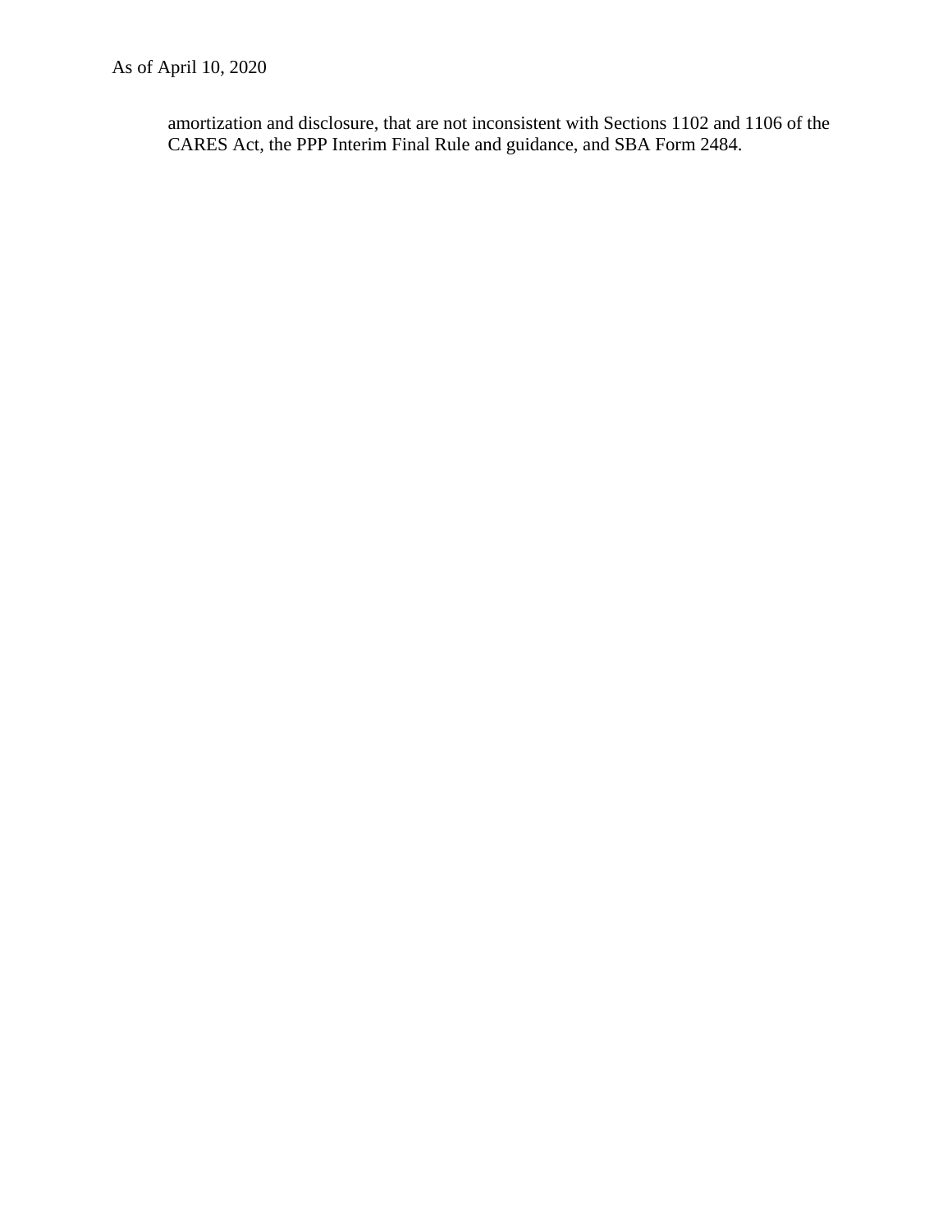amortization and disclosure, that are not inconsistent with Sections 1102 and 1106 of the CARES Act, the PPP Interim Final Rule and guidance, and SBA Form 2484.